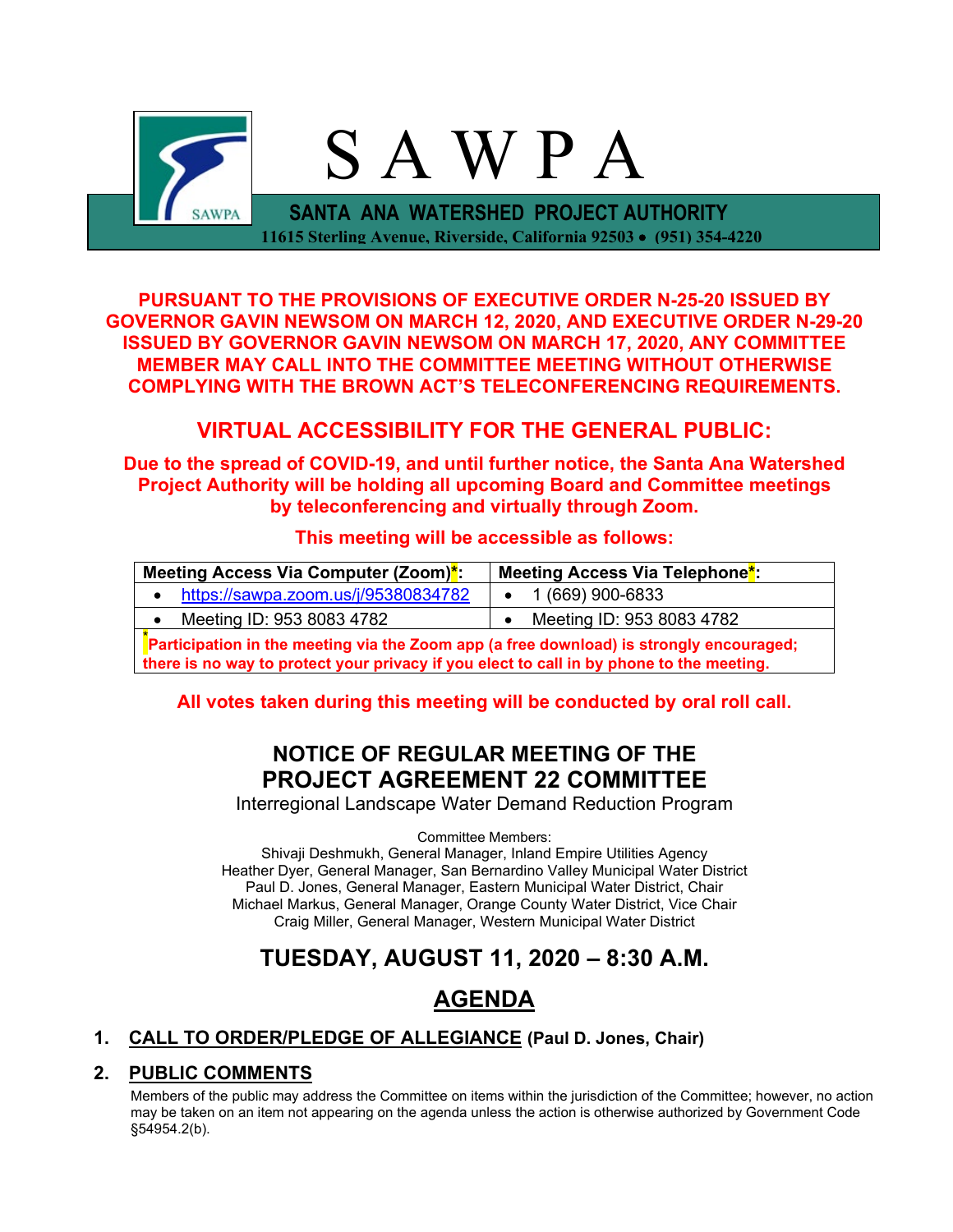# S A W P A

**SANTA ANA WATERSHED PROJECT AUTHORITY**
**11615 Sterling Avenue, Riverside, California 92503 • (951) 354-4220**

**PURSUANT TO THE PROVISIONS OF EXECUTIVE ORDER N-25-20 ISSUED BY GOVERNOR GAVIN NEWSOM ON MARCH 12, 2020, AND EXECUTIVE ORDER N-29-20 ISSUED BY GOVERNOR GAVIN NEWSOM ON MARCH 17, 2020, ANY COMMITTEE MEMBER MAY CALL INTO THE COMMITTEE MEETING WITHOUT OTHERWISE COMPLYING WITH THE BROWN ACT'S TELECONFERENCING REQUIREMENTS.**

## VIRTUAL ACCESSIBILITY FOR THE GENERAL PUBLIC:

**Due to the spread of COVID-19, and until further notice, the Santa Ana Watershed Project Authority will be holding all upcoming Board and Committee meetings by teleconferencing and virtually through Zoom.**

**This meeting will be accessible as follows:**

| Meeting Access Via Computer (Zoom)*: | Meeting Access Via Telephone*: |
|---|---|
| • https://sawpa.zoom.us/j/95380834782 | • 1 (669) 900-6833 |
| • Meeting ID: 953 8083 4782 | • Meeting ID: 953 8083 4782 |
| *Participation in the meeting via the Zoom app (a free download) is strongly encouraged; there is no way to protect your privacy if you elect to call in by phone to the meeting. | |

**All votes taken during this meeting will be conducted by oral roll call.**

## NOTICE OF REGULAR MEETING OF THE PROJECT AGREEMENT 22 COMMITTEE

Interregional Landscape Water Demand Reduction Program

Committee Members:
Shivaji Deshmukh, General Manager, Inland Empire Utilities Agency
Heather Dyer, General Manager, San Bernardino Valley Municipal Water District
Paul D. Jones, General Manager, Eastern Municipal Water District, Chair
Michael Markus, General Manager, Orange County Water District, Vice Chair
Craig Miller, General Manager, Western Municipal Water District

## TUESDAY, AUGUST 11, 2020 – 8:30 A.M.

## AGENDA

**1. CALL TO ORDER/PLEDGE OF ALLEGIANCE (Paul D. Jones, Chair)**

**2. PUBLIC COMMENTS**

Members of the public may address the Committee on items within the jurisdiction of the Committee; however, no action may be taken on an item not appearing on the agenda unless the action is otherwise authorized by Government Code §54954.2(b).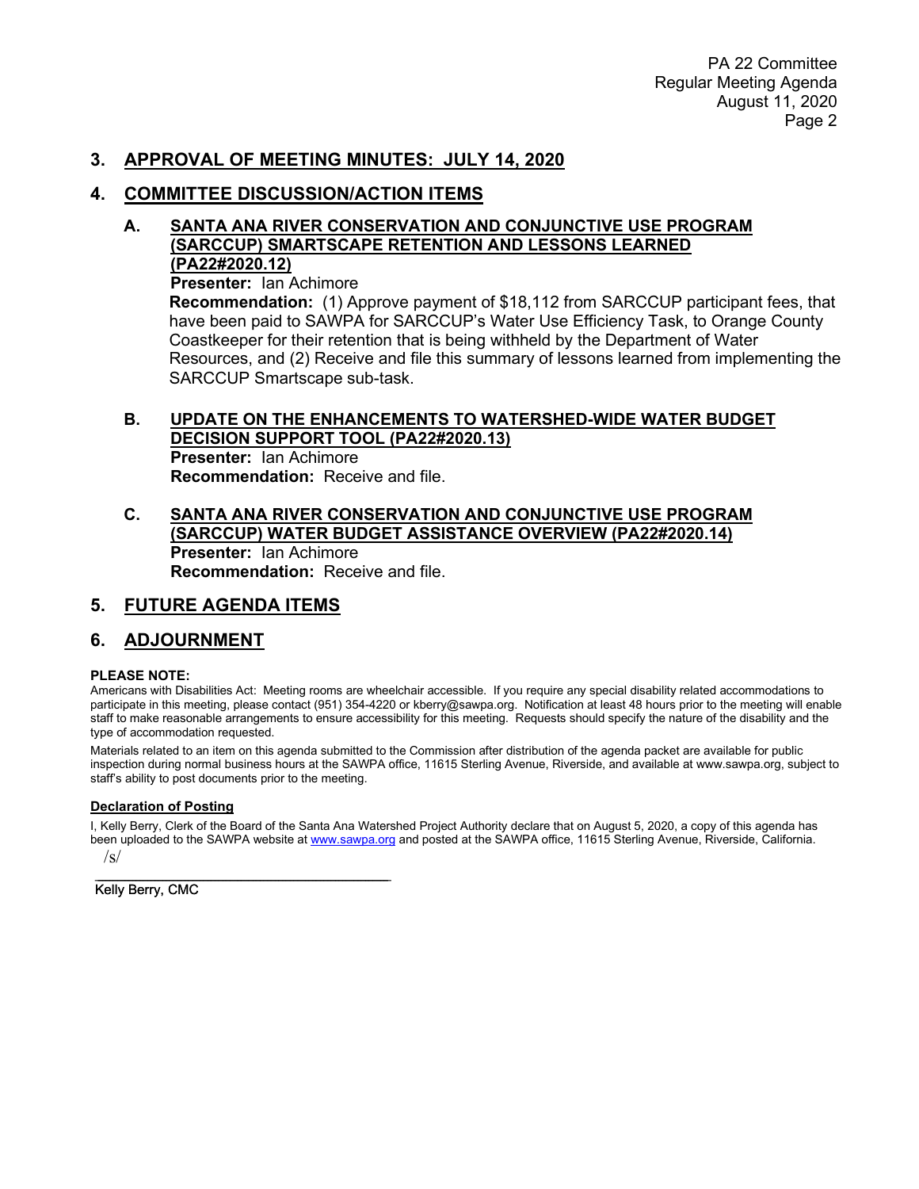## 3. APPROVAL OF MEETING MINUTES: JULY 14, 2020

## 4. COMMITTEE DISCUSSION/ACTION ITEMS

### A. SANTA ANA RIVER CONSERVATION AND CONJUNCTIVE USE PROGRAM (SARCCUP) SMARTSCAPE RETENTION AND LESSONS LEARNED (PA22#2020.12)

**Presenter:** Ian Achimore

**Recommendation:** (1) Approve payment of $18,112 from SARCCUP participant fees, that have been paid to SAWPA for SARCCUP's Water Use Efficiency Task, to Orange County Coastkeeper for their retention that is being withheld by the Department of Water Resources, and (2) Receive and file this summary of lessons learned from implementing the SARCCUP Smartscape sub-task.

### B. UPDATE ON THE ENHANCEMENTS TO WATERSHED-WIDE WATER BUDGET DECISION SUPPORT TOOL (PA22#2020.13)

**Presenter:** Ian Achimore

**Recommendation:** Receive and file.

### C. SANTA ANA RIVER CONSERVATION AND CONJUNCTIVE USE PROGRAM (SARCCUP) WATER BUDGET ASSISTANCE OVERVIEW (PA22#2020.14)

**Presenter:** Ian Achimore

**Recommendation:** Receive and file.

## 5. FUTURE AGENDA ITEMS

## 6. ADJOURNMENT

**PLEASE NOTE:**

Americans with Disabilities Act: Meeting rooms are wheelchair accessible. If you require any special disability related accommodations to participate in this meeting, please contact (951) 354-4220 or kberry@sawpa.org. Notification at least 48 hours prior to the meeting will enable staff to make reasonable arrangements to ensure accessibility for this meeting. Requests should specify the nature of the disability and the type of accommodation requested.

Materials related to an item on this agenda submitted to the Commission after distribution of the agenda packet are available for public inspection during normal business hours at the SAWPA office, 11615 Sterling Avenue, Riverside, and available at www.sawpa.org, subject to staff's ability to post documents prior to the meeting.

**Declaration of Posting**

I, Kelly Berry, Clerk of the Board of the Santa Ana Watershed Project Authority declare that on August 5, 2020, a copy of this agenda has been uploaded to the SAWPA website at www.sawpa.org and posted at the SAWPA office, 11615 Sterling Avenue, Riverside, California.

/s/

\_\_\_\_\_\_\_\_\_\_\_\_\_\_\_\_\_\_\_\_\_\_\_\_\_\_\_\_\_\_\_\_\_\_\_\_\_\_\_\_

Kelly Berry, CMC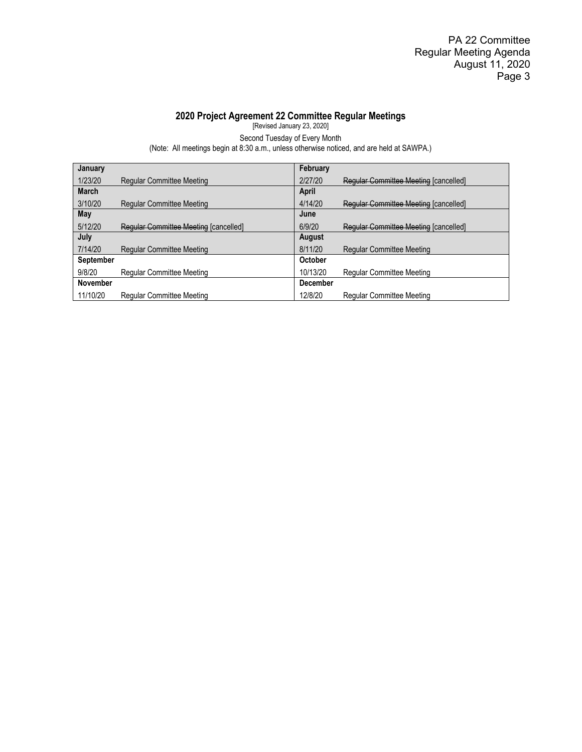## 2020 Project Agreement 22 Committee Regular Meetings

[Revised January 23, 2020]

Second Tuesday of Every Month

(Note: All meetings begin at 8:30 a.m., unless otherwise noticed, and are held at SAWPA.)

| | | | |
|---|---|---|---|
| **January** | | **February** | |
| 1/23/20 | Regular Committee Meeting | 2/27/20 | ~~Regular Committee Meeting~~ [cancelled] |
| **March** | | **April** | |
| 3/10/20 | Regular Committee Meeting | 4/14/20 | ~~Regular Committee Meeting~~ [cancelled] |
| **May** | | **June** | |
| 5/12/20 | ~~Regular Committee Meeting~~ [cancelled] | 6/9/20 | ~~Regular Committee Meeting~~ [cancelled] |
| **July** | | **August** | |
| 7/14/20 | Regular Committee Meeting | 8/11/20 | Regular Committee Meeting |
| **September** | | **October** | |
| 9/8/20 | Regular Committee Meeting | 10/13/20 | Regular Committee Meeting |
| **November** | | **December** | |
| 11/10/20 | Regular Committee Meeting | 12/8/20 | Regular Committee Meeting |